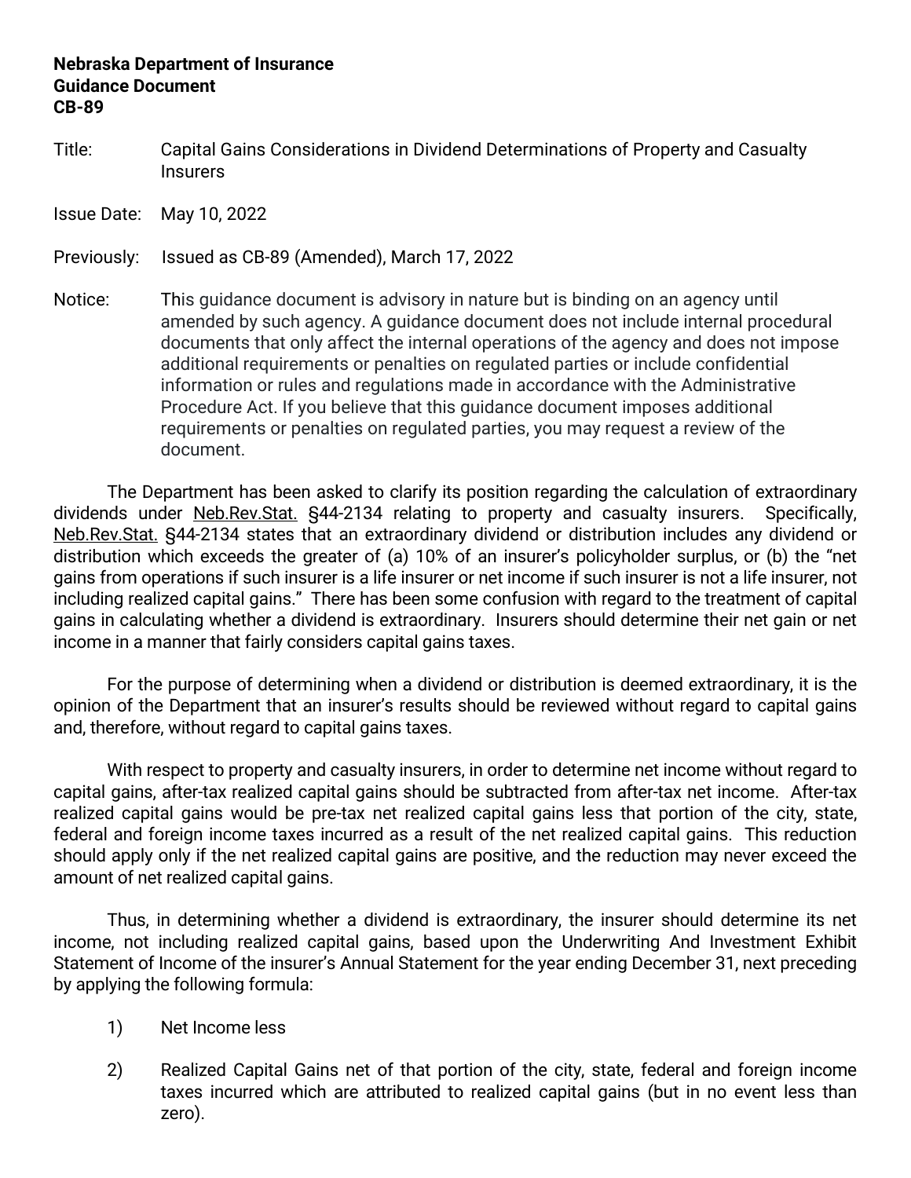**Nebraska Department of Insurance**
**Guidance Document**
**CB-89**

Title: Capital Gains Considerations in Dividend Determinations of Property and Casualty Insurers

Issue Date: May 10, 2022

Previously: Issued as CB-89 (Amended), March 17, 2022

Notice: This guidance document is advisory in nature but is binding on an agency until amended by such agency. A guidance document does not include internal procedural documents that only affect the internal operations of the agency and does not impose additional requirements or penalties on regulated parties or include confidential information or rules and regulations made in accordance with the Administrative Procedure Act. If you believe that this guidance document imposes additional requirements or penalties on regulated parties, you may request a review of the document.

The Department has been asked to clarify its position regarding the calculation of extraordinary dividends under Neb.Rev.Stat. §44-2134 relating to property and casualty insurers. Specifically, Neb.Rev.Stat. §44-2134 states that an extraordinary dividend or distribution includes any dividend or distribution which exceeds the greater of (a) 10% of an insurer's policyholder surplus, or (b) the "net gains from operations if such insurer is a life insurer or net income if such insurer is not a life insurer, not including realized capital gains." There has been some confusion with regard to the treatment of capital gains in calculating whether a dividend is extraordinary. Insurers should determine their net gain or net income in a manner that fairly considers capital gains taxes.

For the purpose of determining when a dividend or distribution is deemed extraordinary, it is the opinion of the Department that an insurer's results should be reviewed without regard to capital gains and, therefore, without regard to capital gains taxes.

With respect to property and casualty insurers, in order to determine net income without regard to capital gains, after-tax realized capital gains should be subtracted from after-tax net income. After-tax realized capital gains would be pre-tax net realized capital gains less that portion of the city, state, federal and foreign income taxes incurred as a result of the net realized capital gains. This reduction should apply only if the net realized capital gains are positive, and the reduction may never exceed the amount of net realized capital gains.

Thus, in determining whether a dividend is extraordinary, the insurer should determine its net income, not including realized capital gains, based upon the Underwriting And Investment Exhibit Statement of Income of the insurer's Annual Statement for the year ending December 31, next preceding by applying the following formula:

1) Net Income less

2) Realized Capital Gains net of that portion of the city, state, federal and foreign income taxes incurred which are attributed to realized capital gains (but in no event less than zero).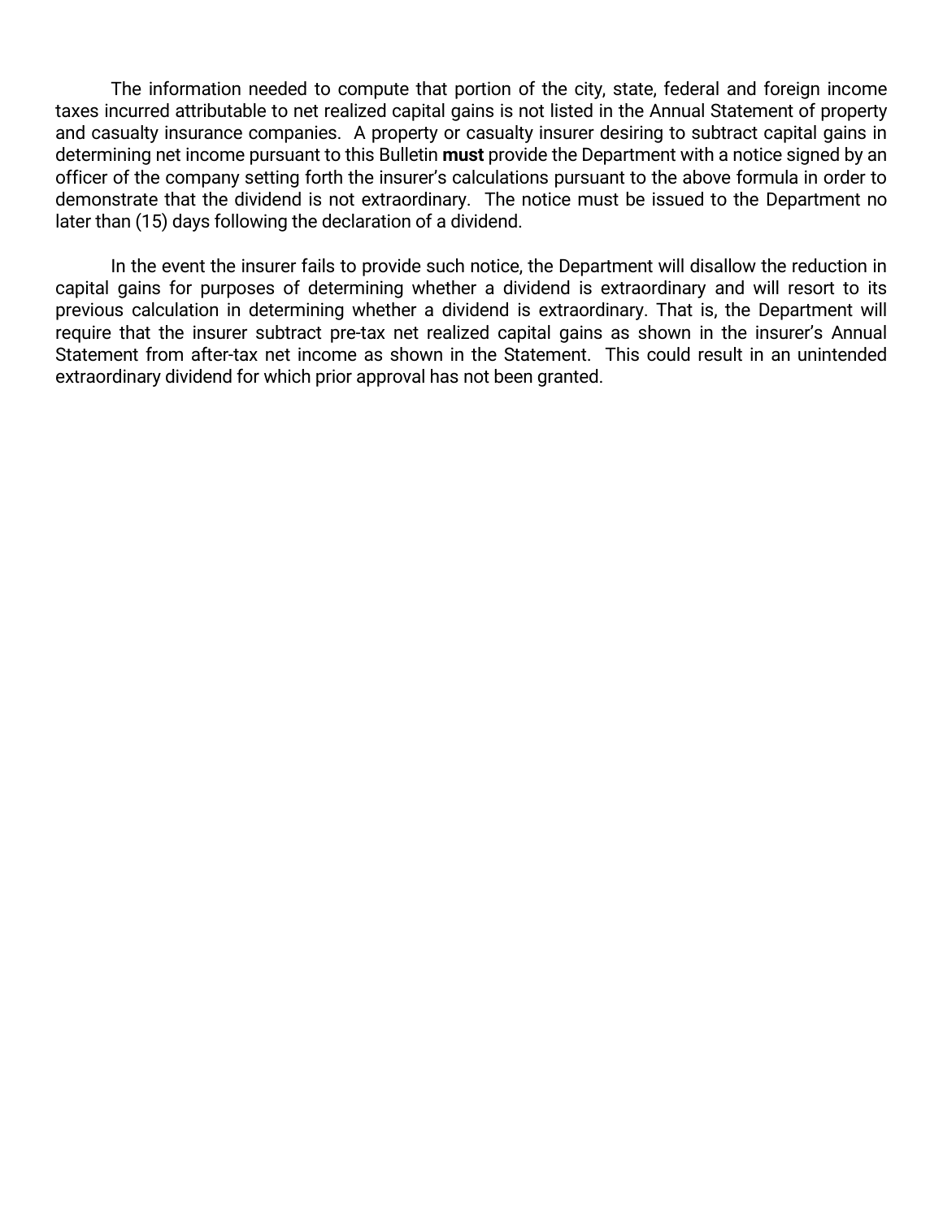The information needed to compute that portion of the city, state, federal and foreign income taxes incurred attributable to net realized capital gains is not listed in the Annual Statement of property and casualty insurance companies. A property or casualty insurer desiring to subtract capital gains in determining net income pursuant to this Bulletin **must** provide the Department with a notice signed by an officer of the company setting forth the insurer's calculations pursuant to the above formula in order to demonstrate that the dividend is not extraordinary. The notice must be issued to the Department no later than (15) days following the declaration of a dividend.

In the event the insurer fails to provide such notice, the Department will disallow the reduction in capital gains for purposes of determining whether a dividend is extraordinary and will resort to its previous calculation in determining whether a dividend is extraordinary. That is, the Department will require that the insurer subtract pre-tax net realized capital gains as shown in the insurer's Annual Statement from after-tax net income as shown in the Statement. This could result in an unintended extraordinary dividend for which prior approval has not been granted.